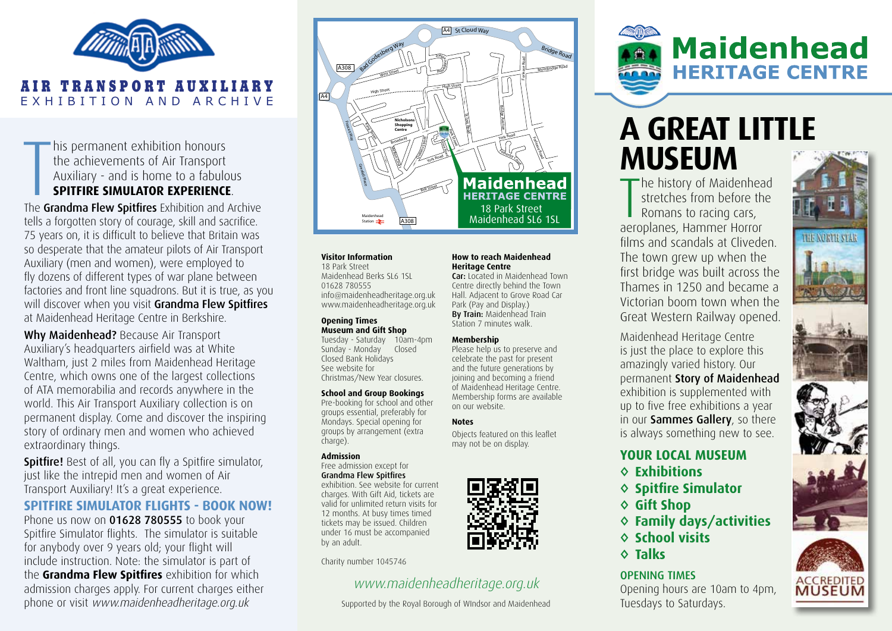# AIR TRANSPORT AUXILIARY

EXHIBITION AND ARCHIVE

This permanent exhibition honours the achievements of Air Transport Auxiliary - and is home to a fabulous **SPITFIRE SIMULATOR EXPERIENCE**.

The **Grandma Flew Spitfires** Exhibition and Archive tells a forgotten story of courage, skill and sacrifice. 75 years on, it is difficult to believe that Britain was so desperate that the amateur pilots of Air Transport Auxiliary (men and women), were employed to fly dozens of different types of war plane between factories and front line squadrons. But it is true, as you will discover when you visit **Grandma Flew Spitfires** at Maidenhead Heritage Centre in Berkshire.

**Why Maidenhead?** Because Air Transport Auxiliary's headquarters airfield was at White Waltham, just 2 miles from Maidenhead Heritage Centre, which owns one of the largest collections of ATA memorabilia and records anywhere in the world. This Air Transport Auxiliary collection is on permanent display. Come and discover the inspiring story of ordinary men and women who achieved extraordinary things.

**Spitfire!** Best of all, you can fly a Spitfire simulator, just like the intrepid men and women of Air Transport Auxiliary! It's a great experience.

## SPITFIRE SIMULATOR FLIGHTS - BOOK NOW!

Phone us now on **01628 780555** to book your Spitfire Simulator flights. The simulator is suitable for anybody over 9 years old; your flight will include instruction. Note: the simulator is part of the **Grandma Flew Spitfires** exhibition for which admission charges apply. For current charges either phone or visit *www.maidenheadheritage.org.uk*

**Maidenhead HERITAGE CENTRE**
18 Park Street
Maidenhead SL6 1SL

### Visitor Information

18 Park Street
Maidenhead Berks SL6 1SL
01628 780555
info@maidenheadheritage.org.uk
www.maidenheadheritage.org.uk

### Opening Times
**Museum and Gift Shop**
Tuesday - Saturday 10am-4pm
Sunday - Monday Closed
Closed Bank Holidays
See website for Christmas/New Year closures.

### School and Group Bookings
Pre-booking for school and other groups essential, preferably for Mondays. Special opening for groups by arrangement (extra charge).

### Admission
Free admission except for **Grandma Flew Spitfires** exhibition. See website for current charges. With Gift Aid, tickets are valid for unlimited return visits for 12 months. At busy times timed tickets may be issued. Children under 16 must be accompanied by an adult.

Charity number 1045746

### How to reach Maidenhead Heritage Centre
**Car:** Located in Maidenhead Town Centre directly behind the Town Hall. Adjacent to Grove Road Car Park (Pay and Display.)
**By Train:** Maidenhead Train Station 7 minutes walk.

### Membership
Please help us to preserve and celebrate the past for present and the future generations by joining and becoming a friend of Maidenhead Heritage Centre. Membership forms are available on our website.

### Notes
Objects featured on this leaflet may not be on display.

*www.maidenheadheritage.org.uk*

Supported by the Royal Borough of WIndsor and Maidenhead

# Maidenhead HERITAGE CENTRE

# A GREAT LITTLE MUSEUM

The history of Maidenhead stretches from before the Romans to racing cars, aeroplanes, Hammer Horror films and scandals at Cliveden. The town grew up when the first bridge was built across the Thames in 1250 and became a Victorian boom town when the Great Western Railway opened.

Maidenhead Heritage Centre is just the place to explore this amazingly varied history. Our permanent **Story of Maidenhead** exhibition is supplemented with up to five free exhibitions a year in our **Sammes Gallery**, so there is always something new to see.

## YOUR LOCAL MUSEUM

- Exhibitions
- Spitfire Simulator
- Gift Shop
- Family days/activities
- School visits
- Talks

## OPENING TIMES

Opening hours are 10am to 4pm, Tuesdays to Saturdays.

ACCREDITED MUSEUM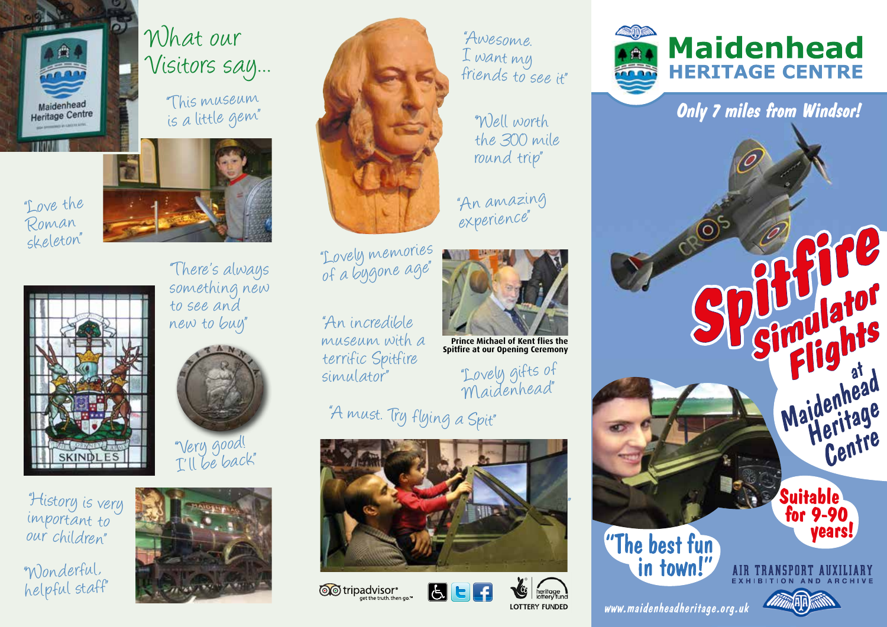## What our Visitors say...

"This museum is a little gem"

"Love the Roman skeleton"

"There's always something new to see and new to buy"

"Very good! I'll be back"

"History is very important to our children"

"Wonderful, helpful staff"

"Awesome. I want my friends to see it"

"Well worth the 300 mile round trip"

"An amazing experience"

"Lovely memories of a bygone age"

"An incredible museum with a terrific Spitfire simulator"

**Prince Michael of Kent flies the Spitfire at our Opening Ceremony**

"Lovely gifts of Maidenhead"

"A must. Try flying a Spit"

tripadvisor® get the truth. then go.™

LOTTERY FUNDED

# Maidenhead HERITAGE CENTRE

***Only 7 miles from Windsor!***

## Spitfire Simulator Flights at Maidenhead Heritage Centre

**Suitable for 9-90 years!**

**"The best fun in town!"**

AIR TRANSPORT AUXILIARY EXHIBITION AND ARCHIVE

*www.maidenheadheritage.org.uk*